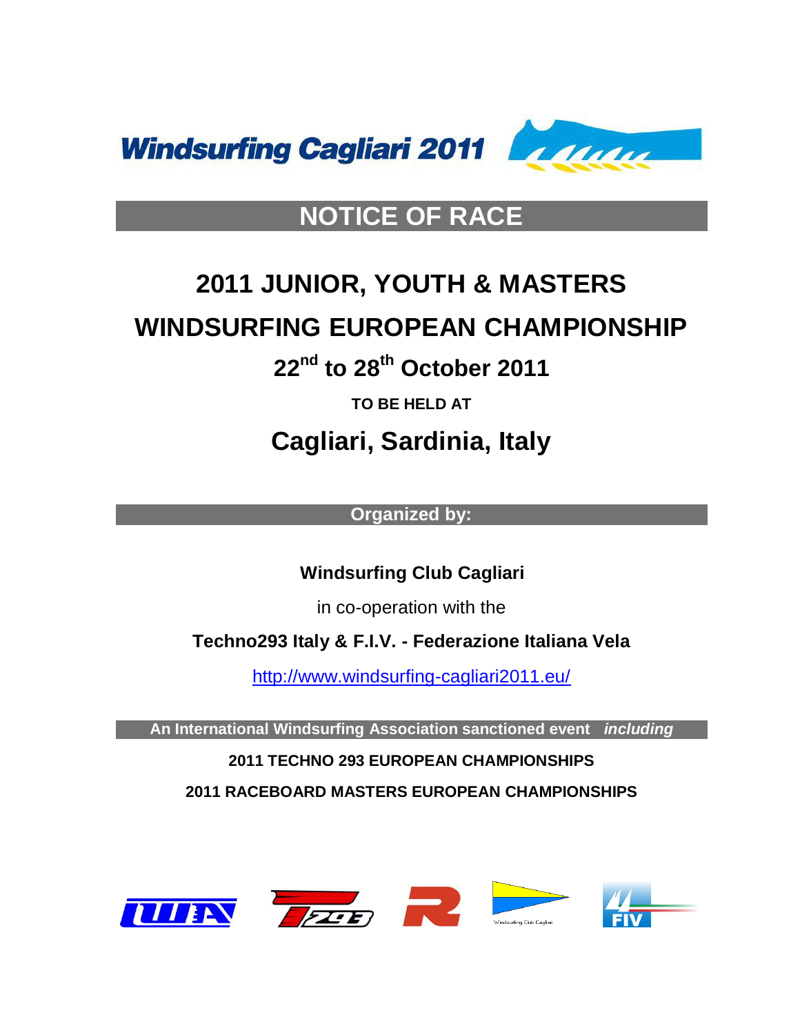**Windsurfing Cagliari 2011**

# NOTICE OF RACE

## 2011 JUNIOR, YOUTH & MASTERS WINDSURFING EUROPEAN CHAMPIONSHIP

## 22nd to 28th October 2011

**TO BE HELD AT**

## Cagliari, Sardinia, Italy

**Organized by:**

**Windsurfing Club Cagliari**

in co-operation with the

**Techno293 Italy & F.I.V. - Federazione Italiana Vela**

http://www.windsurfing-cagliari2011.eu/

**An International Windsurfing Association sanctioned event** ***including***

**2011 TECHNO 293 EUROPEAN CHAMPIONSHIPS**

**2011 RACEBOARD MASTERS EUROPEAN CHAMPIONSHIPS**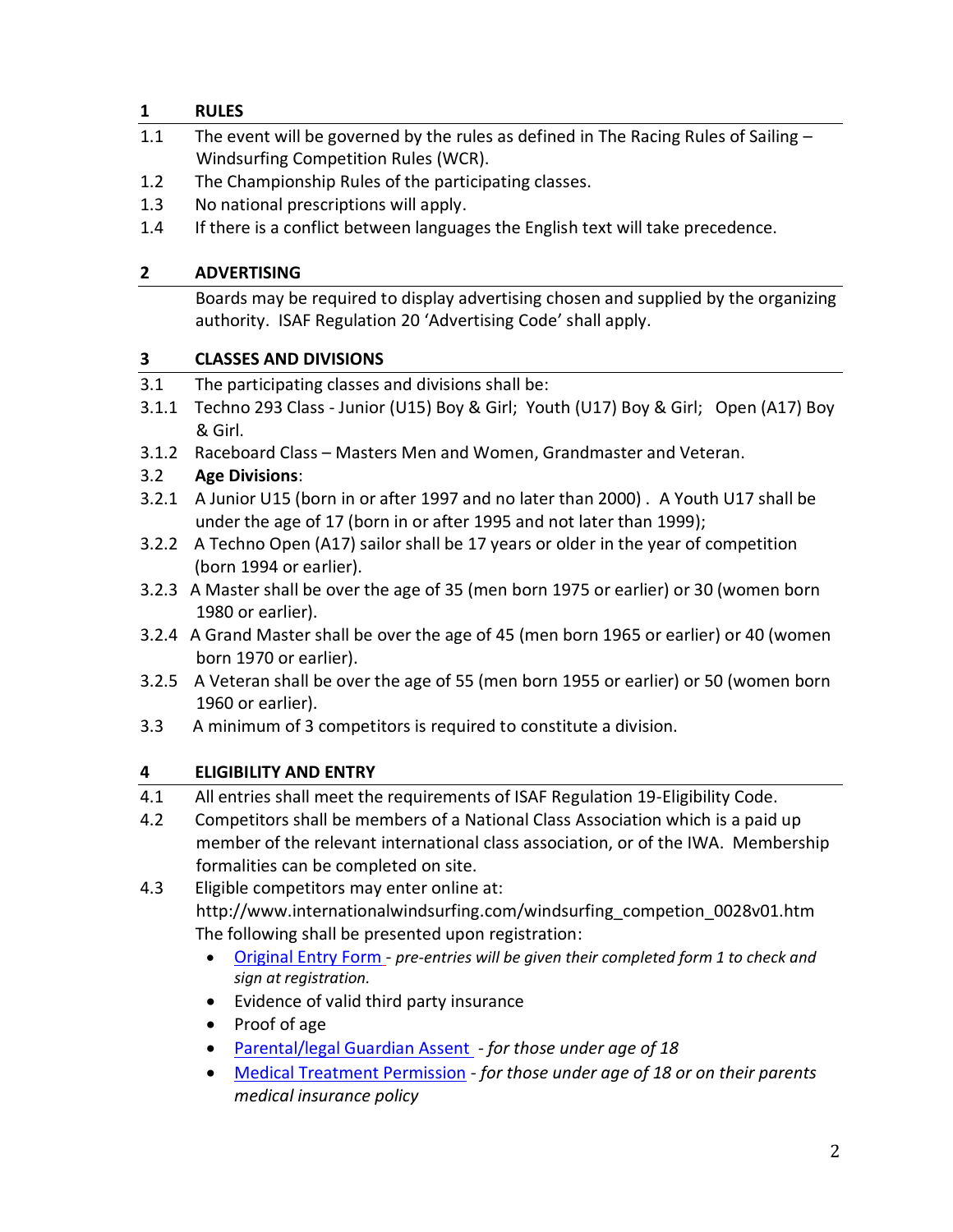## 1 RULES

1.1 The event will be governed by the rules as defined in The Racing Rules of Sailing – Windsurfing Competition Rules (WCR).

1.2 The Championship Rules of the participating classes.

1.3 No national prescriptions will apply.

1.4 If there is a conflict between languages the English text will take precedence.

## 2 ADVERTISING

Boards may be required to display advertising chosen and supplied by the organizing authority. ISAF Regulation 20 'Advertising Code' shall apply.

## 3 CLASSES AND DIVISIONS

3.1 The participating classes and divisions shall be:

3.1.1 Techno 293 Class - Junior (U15) Boy & Girl; Youth (U17) Boy & Girl; Open (A17) Boy & Girl.

3.1.2 Raceboard Class – Masters Men and Women, Grandmaster and Veteran.

3.2 **Age Divisions**:

3.2.1 A Junior U15 (born in or after 1997 and no later than 2000) . A Youth U17 shall be under the age of 17 (born in or after 1995 and not later than 1999);

3.2.2 A Techno Open (A17) sailor shall be 17 years or older in the year of competition (born 1994 or earlier).

3.2.3 A Master shall be over the age of 35 (men born 1975 or earlier) or 30 (women born 1980 or earlier).

3.2.4 A Grand Master shall be over the age of 45 (men born 1965 or earlier) or 40 (women born 1970 or earlier).

3.2.5 A Veteran shall be over the age of 55 (men born 1955 or earlier) or 50 (women born 1960 or earlier).

3.3 A minimum of 3 competitors is required to constitute a division.

## 4 ELIGIBILITY AND ENTRY

4.1 All entries shall meet the requirements of ISAF Regulation 19-Eligibility Code.

4.2 Competitors shall be members of a National Class Association which is a paid up member of the relevant international class association, or of the IWA. Membership formalities can be completed on site.

4.3 Eligible competitors may enter online at: http://www.internationalwindsurfing.com/windsurfing_competion_0028v01.htm
The following shall be presented upon registration:

- Original Entry Form - *pre-entries will be given their completed form 1 to check and sign at registration.*
- Evidence of valid third party insurance
- Proof of age
- Parental/legal Guardian Assent - *for those under age of 18*
- Medical Treatment Permission - *for those under age of 18 or on their parents medical insurance policy*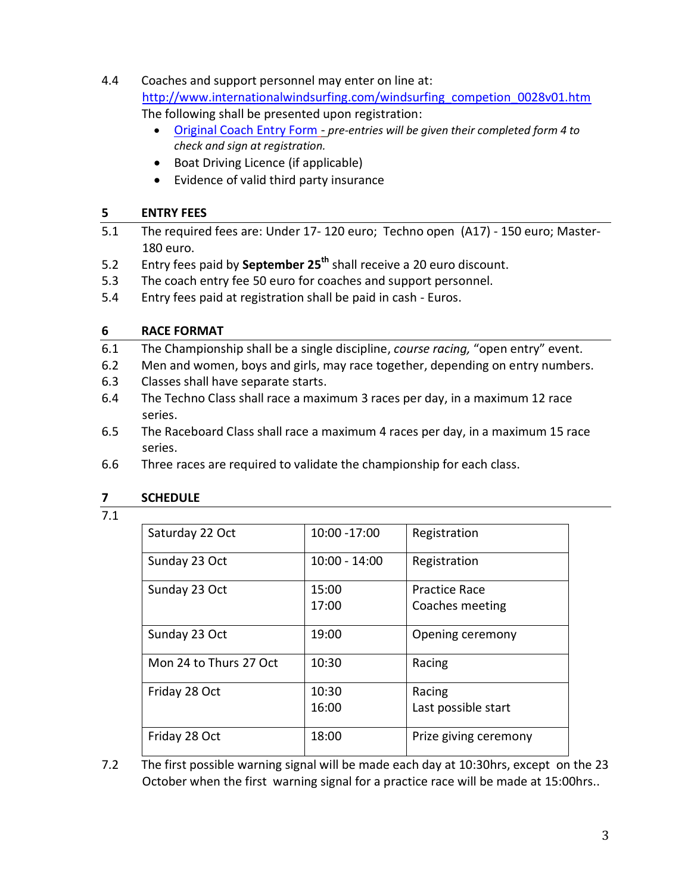4.4 Coaches and support personnel may enter on line at: http://www.internationalwindsurfing.com/windsurfing_competion_0028v01.htm
The following shall be presented upon registration:

- Original Coach Entry Form - *pre-entries will be given their completed form 4 to check and sign at registration.*
- Boat Driving Licence (if applicable)
- Evidence of valid third party insurance

## 5 ENTRY FEES

5.1 The required fees are: Under 17- 120 euro; Techno open (A17) - 150 euro; Master- 180 euro.

5.2 Entry fees paid by **September 25th** shall receive a 20 euro discount.

5.3 The coach entry fee 50 euro for coaches and support personnel.

5.4 Entry fees paid at registration shall be paid in cash - Euros.

## 6 RACE FORMAT

6.1 The Championship shall be a single discipline, *course racing,* "open entry" event.

6.2 Men and women, boys and girls, may race together, depending on entry numbers.

6.3 Classes shall have separate starts.

6.4 The Techno Class shall race a maximum 3 races per day, in a maximum 12 race series.

6.5 The Raceboard Class shall race a maximum 4 races per day, in a maximum 15 race series.

6.6 Three races are required to validate the championship for each class.

## 7 SCHEDULE

7.1

| | | |
|---|---|---|
| Saturday 22 Oct | 10:00 -17:00 | Registration |
| Sunday 23 Oct | 10:00 - 14:00 | Registration |
| Sunday 23 Oct | 15:00<br>17:00 | Practice Race<br>Coaches meeting |
| Sunday 23 Oct | 19:00 | Opening ceremony |
| Mon 24 to Thurs 27 Oct | 10:30 | Racing |
| Friday 28 Oct | 10:30<br>16:00 | Racing<br>Last possible start |
| Friday 28 Oct | 18:00 | Prize giving ceremony |

7.2 The first possible warning signal will be made each day at 10:30hrs, except on the 23 October when the first warning signal for a practice race will be made at 15:00hrs..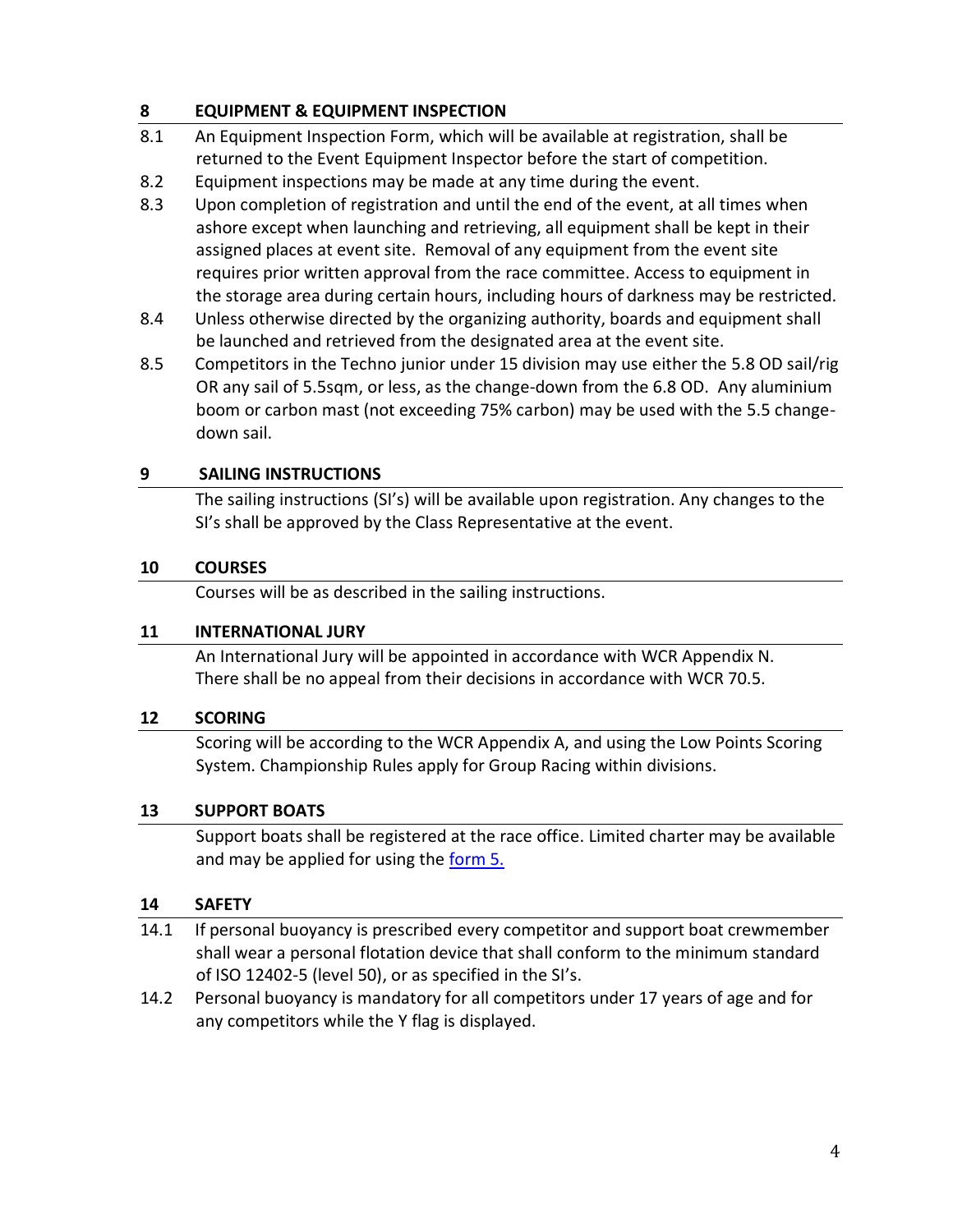## 8 EQUIPMENT & EQUIPMENT INSPECTION

8.1 An Equipment Inspection Form, which will be available at registration, shall be returned to the Event Equipment Inspector before the start of competition.

8.2 Equipment inspections may be made at any time during the event.

8.3 Upon completion of registration and until the end of the event, at all times when ashore except when launching and retrieving, all equipment shall be kept in their assigned places at event site. Removal of any equipment from the event site requires prior written approval from the race committee. Access to equipment in the storage area during certain hours, including hours of darkness may be restricted.

8.4 Unless otherwise directed by the organizing authority, boards and equipment shall be launched and retrieved from the designated area at the event site.

8.5 Competitors in the Techno junior under 15 division may use either the 5.8 OD sail/rig OR any sail of 5.5sqm, or less, as the change-down from the 6.8 OD. Any aluminium boom or carbon mast (not exceeding 75% carbon) may be used with the 5.5 change-down sail.

## 9 SAILING INSTRUCTIONS

The sailing instructions (SI's) will be available upon registration. Any changes to the SI's shall be approved by the Class Representative at the event.

## 10 COURSES

Courses will be as described in the sailing instructions.

## 11 INTERNATIONAL JURY

An International Jury will be appointed in accordance with WCR Appendix N. There shall be no appeal from their decisions in accordance with WCR 70.5.

## 12 SCORING

Scoring will be according to the WCR Appendix A, and using the Low Points Scoring System. Championship Rules apply for Group Racing within divisions.

## 13 SUPPORT BOATS

Support boats shall be registered at the race office. Limited charter may be available and may be applied for using the form 5.

## 14 SAFETY

14.1 If personal buoyancy is prescribed every competitor and support boat crewmember shall wear a personal flotation device that shall conform to the minimum standard of ISO 12402-5 (level 50), or as specified in the SI's.

14.2 Personal buoyancy is mandatory for all competitors under 17 years of age and for any competitors while the Y flag is displayed.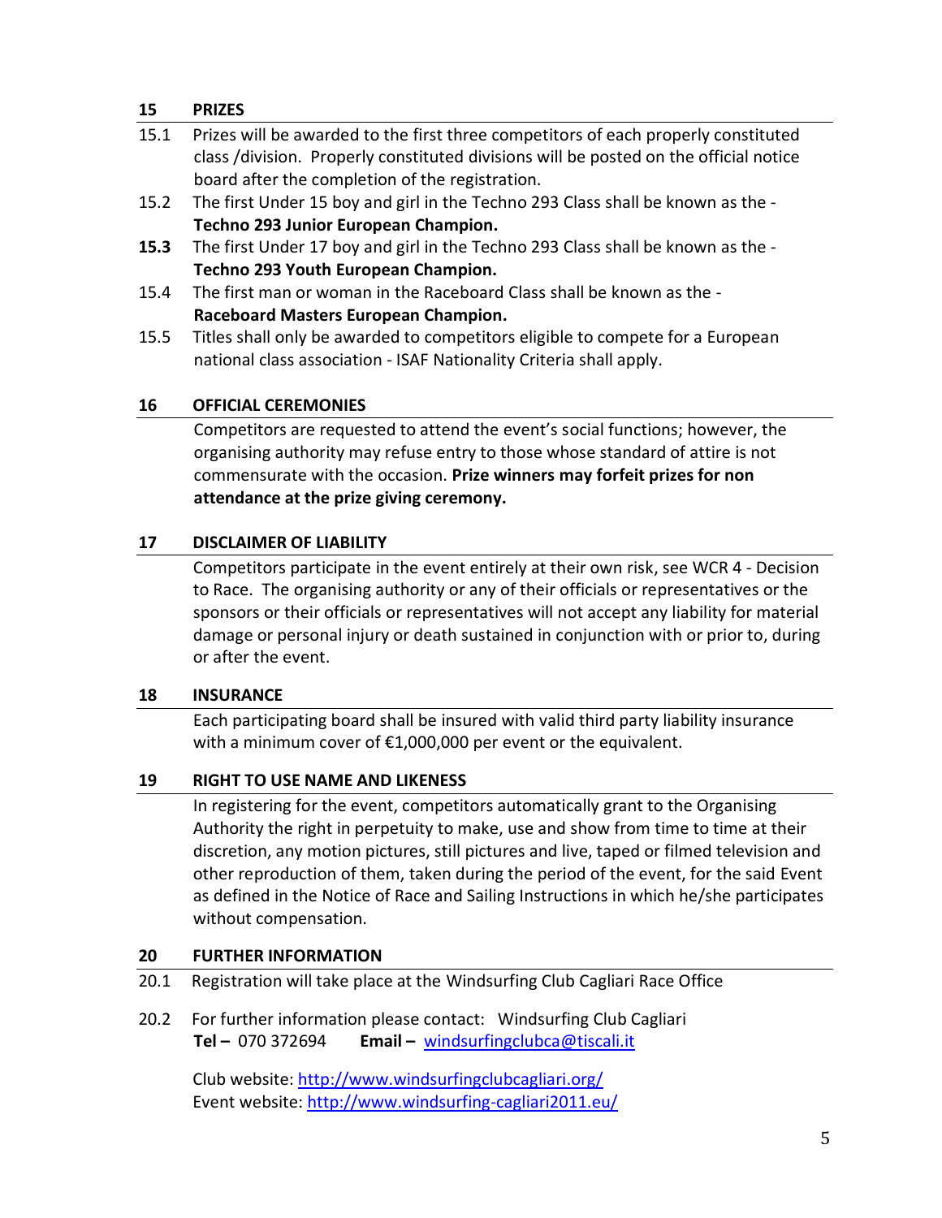## 15 PRIZES

15.1 Prizes will be awarded to the first three competitors of each properly constituted class /division. Properly constituted divisions will be posted on the official notice board after the completion of the registration.

15.2 The first Under 15 boy and girl in the Techno 293 Class shall be known as the - **Techno 293 Junior European Champion.**

**15.3** The first Under 17 boy and girl in the Techno 293 Class shall be known as the - **Techno 293 Youth European Champion.**

15.4 The first man or woman in the Raceboard Class shall be known as the - **Raceboard Masters European Champion.**

15.5 Titles shall only be awarded to competitors eligible to compete for a European national class association - ISAF Nationality Criteria shall apply.

## 16 OFFICIAL CEREMONIES

Competitors are requested to attend the event's social functions; however, the organising authority may refuse entry to those whose standard of attire is not commensurate with the occasion. **Prize winners may forfeit prizes for non attendance at the prize giving ceremony.**

## 17 DISCLAIMER OF LIABILITY

Competitors participate in the event entirely at their own risk, see WCR 4 - Decision to Race. The organising authority or any of their officials or representatives or the sponsors or their officials or representatives will not accept any liability for material damage or personal injury or death sustained in conjunction with or prior to, during or after the event.

## 18 INSURANCE

Each participating board shall be insured with valid third party liability insurance with a minimum cover of €1,000,000 per event or the equivalent.

## 19 RIGHT TO USE NAME AND LIKENESS

In registering for the event, competitors automatically grant to the Organising Authority the right in perpetuity to make, use and show from time to time at their discretion, any motion pictures, still pictures and live, taped or filmed television and other reproduction of them, taken during the period of the event, for the said Event as defined in the Notice of Race and Sailing Instructions in which he/she participates without compensation.

## 20 FURTHER INFORMATION

20.1 Registration will take place at the Windsurfing Club Cagliari Race Office

20.2 For further information please contact: Windsurfing Club Cagliari
**Tel –** 070 372694 **Email –** windsurfingclubca@tiscali.it

Club website: http://www.windsurfingclubcagliari.org/
Event website: http://www.windsurfing-cagliari2011.eu/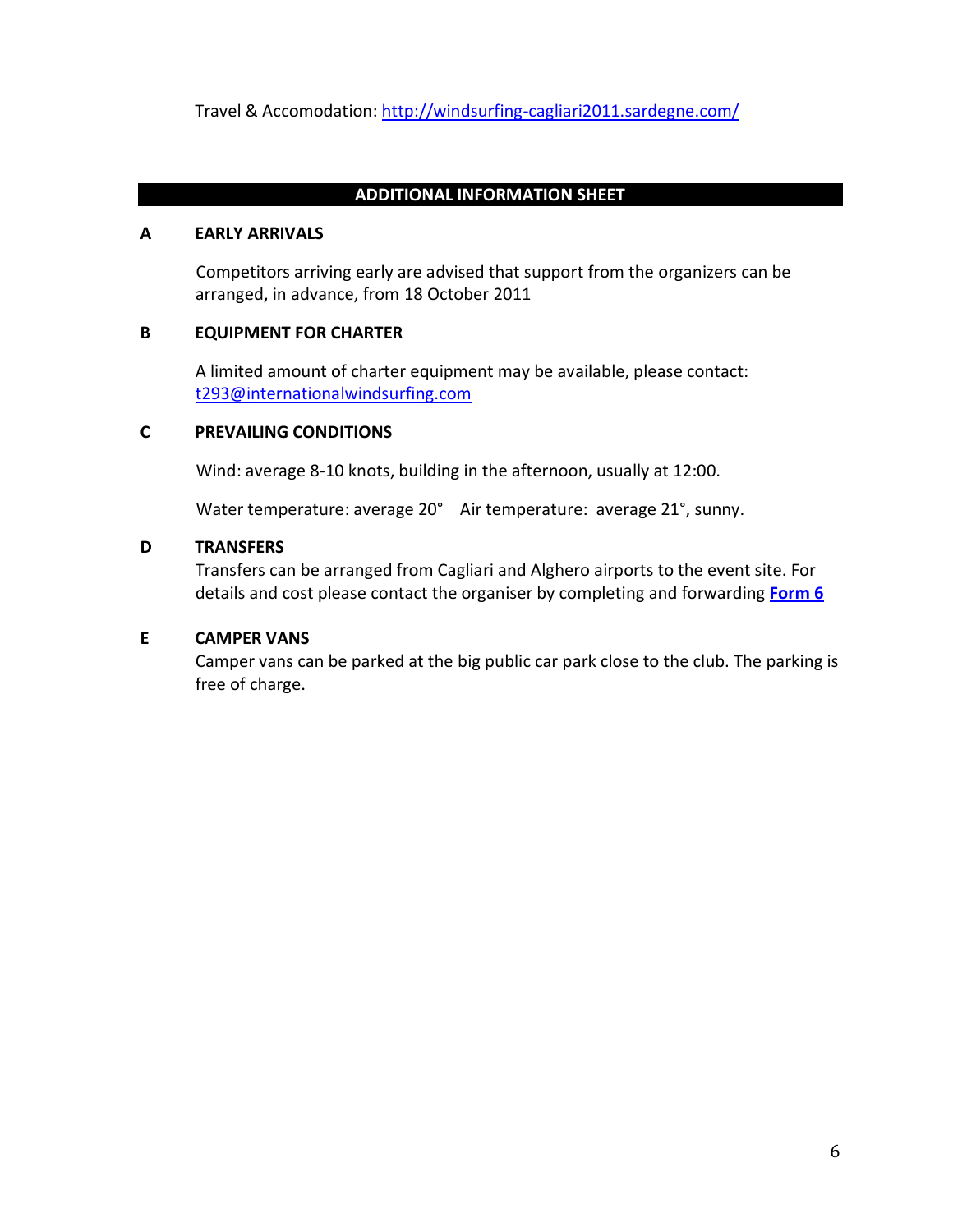Travel & Accomodation: http://windsurfing-cagliari2011.sardegne.com/

## ADDITIONAL INFORMATION SHEET

### A EARLY ARRIVALS

Competitors arriving early are advised that support from the organizers can be arranged, in advance, from 18 October 2011

### B EQUIPMENT FOR CHARTER

A limited amount of charter equipment may be available, please contact: t293@internationalwindsurfing.com

### C PREVAILING CONDITIONS

Wind: average 8-10 knots, building in the afternoon, usually at 12:00.

Water temperature: average 20° Air temperature: average 21°, sunny.

### D TRANSFERS

Transfers can be arranged from Cagliari and Alghero airports to the event site. For details and cost please contact the organiser by completing and forwarding **Form 6**

### E CAMPER VANS

Camper vans can be parked at the big public car park close to the club. The parking is free of charge.